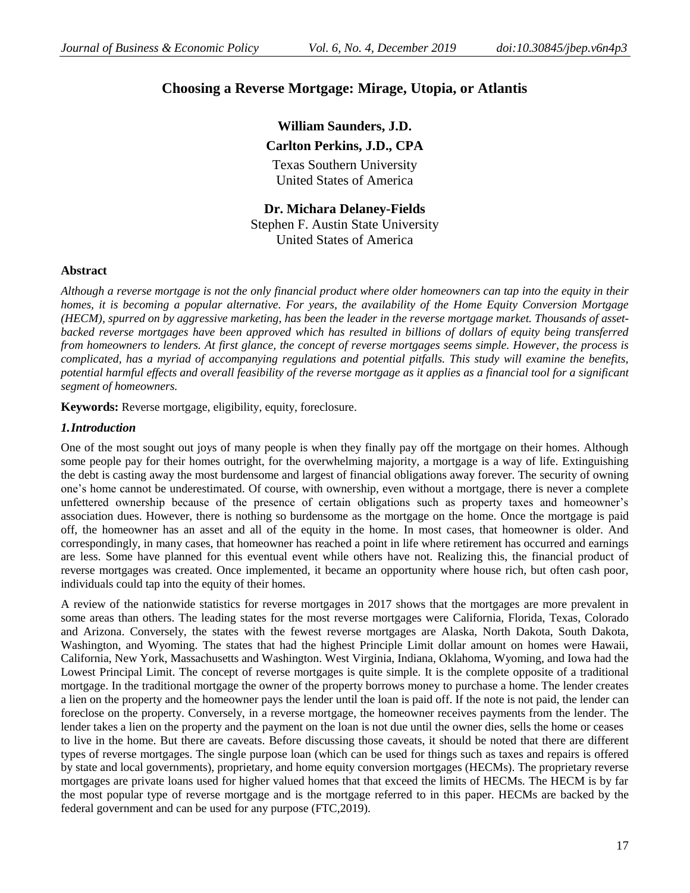# Choosing a Reverse Mortgage: Mirage, Utopia, or Atlantis

**William Saunders, J.D.**

**Carlton Perkins, J.D., CPA**

Texas Southern University
United States of America

**Dr. Michara Delaney-Fields**

Stephen F. Austin State University
United States of America

### Abstract

*Although a reverse mortgage is not the only financial product where older homeowners can tap into the equity in their homes, it is becoming a popular alternative. For years, the availability of the Home Equity Conversion Mortgage (HECM), spurred on by aggressive marketing, has been the leader in the reverse mortgage market. Thousands of asset-backed reverse mortgages have been approved which has resulted in billions of dollars of equity being transferred from homeowners to lenders. At first glance, the concept of reverse mortgages seems simple. However, the process is complicated, has a myriad of accompanying regulations and potential pitfalls. This study will examine the benefits, potential harmful effects and overall feasibility of the reverse mortgage as it applies as a financial tool for a significant segment of homeowners.*

**Keywords:** Reverse mortgage, eligibility, equity, foreclosure.

## *1. Introduction*

One of the most sought out joys of many people is when they finally pay off the mortgage on their homes. Although some people pay for their homes outright, for the overwhelming majority, a mortgage is a way of life. Extinguishing the debt is casting away the most burdensome and largest of financial obligations away forever. The security of owning one's home cannot be underestimated. Of course, with ownership, even without a mortgage, there is never a complete unfettered ownership because of the presence of certain obligations such as property taxes and homeowner's association dues. However, there is nothing so burdensome as the mortgage on the home. Once the mortgage is paid off, the homeowner has an asset and all of the equity in the home. In most cases, that homeowner is older. And correspondingly, in many cases, that homeowner has reached a point in life where retirement has occurred and earnings are less. Some have planned for this eventual event while others have not. Realizing this, the financial product of reverse mortgages was created. Once implemented, it became an opportunity where house rich, but often cash poor, individuals could tap into the equity of their homes.

A review of the nationwide statistics for reverse mortgages in 2017 shows that the mortgages are more prevalent in some areas than others. The leading states for the most reverse mortgages were California, Florida, Texas, Colorado and Arizona. Conversely, the states with the fewest reverse mortgages are Alaska, North Dakota, South Dakota, Washington, and Wyoming. The states that had the highest Principle Limit dollar amount on homes were Hawaii, California, New York, Massachusetts and Washington. West Virginia, Indiana, Oklahoma, Wyoming, and Iowa had the Lowest Principal Limit. The concept of reverse mortgages is quite simple. It is the complete opposite of a traditional mortgage. In the traditional mortgage the owner of the property borrows money to purchase a home. The lender creates a lien on the property and the homeowner pays the lender until the loan is paid off. If the note is not paid, the lender can foreclose on the property. Conversely, in a reverse mortgage, the homeowner receives payments from the lender. The lender takes a lien on the property and the payment on the loan is not due until the owner dies, sells the home or ceases to live in the home. But there are caveats. Before discussing those caveats, it should be noted that there are different types of reverse mortgages. The single purpose loan (which can be used for things such as taxes and repairs is offered by state and local governments), proprietary, and home equity conversion mortgages (HECMs). The proprietary reverse mortgages are private loans used for higher valued homes that that exceed the limits of HECMs. The HECM is by far the most popular type of reverse mortgage and is the mortgage referred to in this paper. HECMs are backed by the federal government and can be used for any purpose (FTC,2019).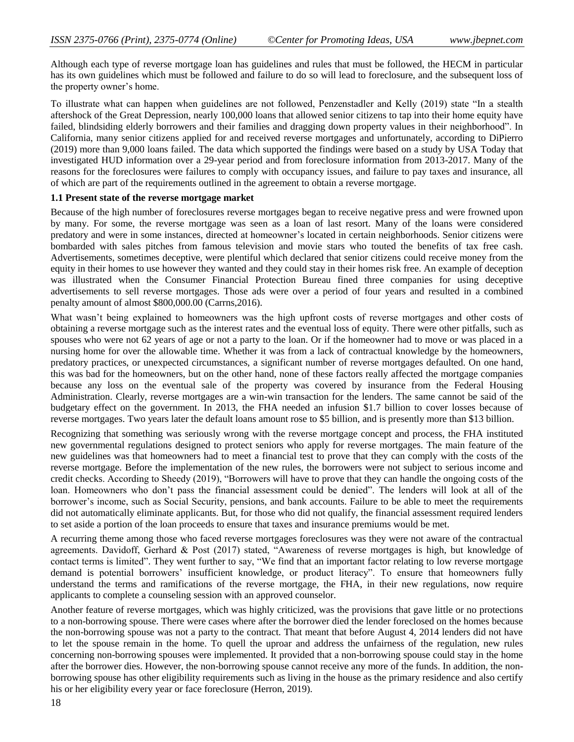Although each type of reverse mortgage loan has guidelines and rules that must be followed, the HECM in particular has its own guidelines which must be followed and failure to do so will lead to foreclosure, and the subsequent loss of the property owner's home.

To illustrate what can happen when guidelines are not followed, Penzenstadler and Kelly (2019) state "In a stealth aftershock of the Great Depression, nearly 100,000 loans that allowed senior citizens to tap into their home equity have failed, blindsiding elderly borrowers and their families and dragging down property values in their neighborhood". In California, many senior citizens applied for and received reverse mortgages and unfortunately, according to DiPierro (2019) more than 9,000 loans failed. The data which supported the findings were based on a study by USA Today that investigated HUD information over a 29-year period and from foreclosure information from 2013-2017. Many of the reasons for the foreclosures were failures to comply with occupancy issues, and failure to pay taxes and insurance, all of which are part of the requirements outlined in the agreement to obtain a reverse mortgage.

### 1.1 Present state of the reverse mortgage market

Because of the high number of foreclosures reverse mortgages began to receive negative press and were frowned upon by many. For some, the reverse mortgage was seen as a loan of last resort. Many of the loans were considered predatory and were in some instances, directed at homeowner's located in certain neighborhoods. Senior citizens were bombarded with sales pitches from famous television and movie stars who touted the benefits of tax free cash. Advertisements, sometimes deceptive, were plentiful which declared that senior citizens could receive money from the equity in their homes to use however they wanted and they could stay in their homes risk free. An example of deception was illustrated when the Consumer Financial Protection Bureau fined three companies for using deceptive advertisements to sell reverse mortgages. Those ads were over a period of four years and resulted in a combined penalty amount of almost $800,000.00 (Carrns,2016).

What wasn't being explained to homeowners was the high upfront costs of reverse mortgages and other costs of obtaining a reverse mortgage such as the interest rates and the eventual loss of equity. There were other pitfalls, such as spouses who were not 62 years of age or not a party to the loan. Or if the homeowner had to move or was placed in a nursing home for over the allowable time. Whether it was from a lack of contractual knowledge by the homeowners, predatory practices, or unexpected circumstances, a significant number of reverse mortgages defaulted. On one hand, this was bad for the homeowners, but on the other hand, none of these factors really affected the mortgage companies because any loss on the eventual sale of the property was covered by insurance from the Federal Housing Administration. Clearly, reverse mortgages are a win-win transaction for the lenders. The same cannot be said of the budgetary effect on the government. In 2013, the FHA needed an infusion $1.7 billion to cover losses because of reverse mortgages. Two years later the default loans amount rose to $5 billion, and is presently more than $13 billion.

Recognizing that something was seriously wrong with the reverse mortgage concept and process, the FHA instituted new governmental regulations designed to protect seniors who apply for reverse mortgages. The main feature of the new guidelines was that homeowners had to meet a financial test to prove that they can comply with the costs of the reverse mortgage. Before the implementation of the new rules, the borrowers were not subject to serious income and credit checks. According to Sheedy (2019), "Borrowers will have to prove that they can handle the ongoing costs of the loan. Homeowners who don't pass the financial assessment could be denied". The lenders will look at all of the borrower's income, such as Social Security, pensions, and bank accounts. Failure to be able to meet the requirements did not automatically eliminate applicants. But, for those who did not qualify, the financial assessment required lenders to set aside a portion of the loan proceeds to ensure that taxes and insurance premiums would be met.

A recurring theme among those who faced reverse mortgages foreclosures was they were not aware of the contractual agreements. Davidoff, Gerhard & Post (2017) stated, "Awareness of reverse mortgages is high, but knowledge of contact terms is limited". They went further to say, "We find that an important factor relating to low reverse mortgage demand is potential borrowers' insufficient knowledge, or product literacy". To ensure that homeowners fully understand the terms and ramifications of the reverse mortgage, the FHA, in their new regulations, now require applicants to complete a counseling session with an approved counselor.

Another feature of reverse mortgages, which was highly criticized, was the provisions that gave little or no protections to a non-borrowing spouse. There were cases where after the borrower died the lender foreclosed on the homes because the non-borrowing spouse was not a party to the contract. That meant that before August 4, 2014 lenders did not have to let the spouse remain in the home. To quell the uproar and address the unfairness of the regulation, new rules concerning non-borrowing spouses were implemented. It provided that a non-borrowing spouse could stay in the home after the borrower dies. However, the non-borrowing spouse cannot receive any more of the funds. In addition, the non-borrowing spouse has other eligibility requirements such as living in the house as the primary residence and also certify his or her eligibility every year or face foreclosure (Herron, 2019).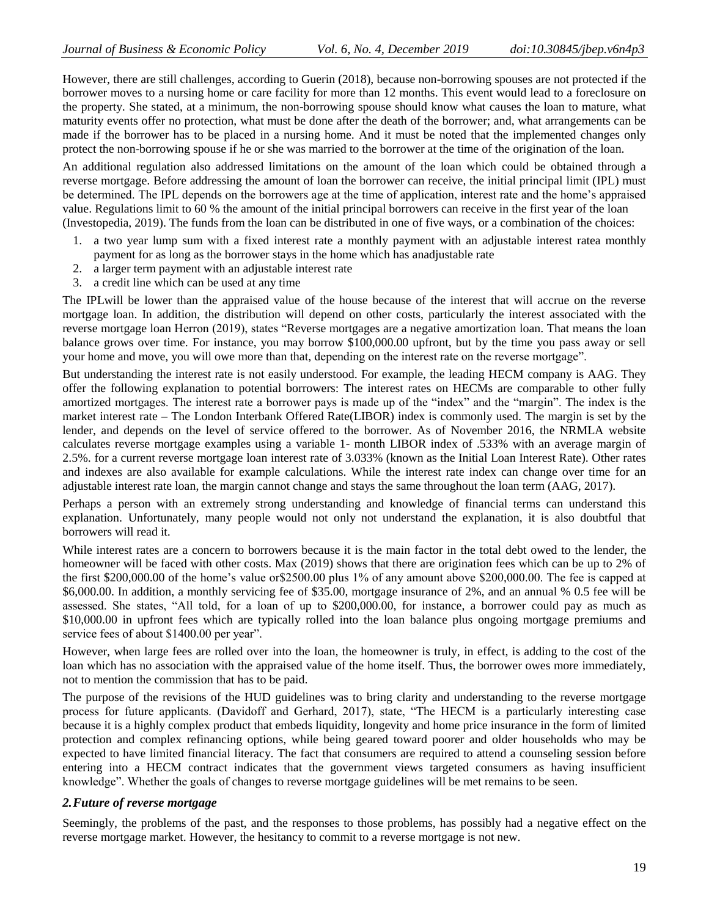However, there are still challenges, according to Guerin (2018), because non-borrowing spouses are not protected if the borrower moves to a nursing home or care facility for more than 12 months. This event would lead to a foreclosure on the property. She stated, at a minimum, the non-borrowing spouse should know what causes the loan to mature, what maturity events offer no protection, what must be done after the death of the borrower; and, what arrangements can be made if the borrower has to be placed in a nursing home. And it must be noted that the implemented changes only protect the non-borrowing spouse if he or she was married to the borrower at the time of the origination of the loan.

An additional regulation also addressed limitations on the amount of the loan which could be obtained through a reverse mortgage. Before addressing the amount of loan the borrower can receive, the initial principal limit (IPL) must be determined. The IPL depends on the borrowers age at the time of application, interest rate and the home's appraised value. Regulations limit to 60 % the amount of the initial principal borrowers can receive in the first year of the loan (Investopedia, 2019). The funds from the loan can be distributed in one of five ways, or a combination of the choices:

1. a two year lump sum with a fixed interest rate a monthly payment with an adjustable interest ratea monthly payment for as long as the borrower stays in the home which has anadjustable rate
2. a larger term payment with an adjustable interest rate
3. a credit line which can be used at any time

The IPLwill be lower than the appraised value of the house because of the interest that will accrue on the reverse mortgage loan. In addition, the distribution will depend on other costs, particularly the interest associated with the reverse mortgage loan Herron (2019), states "Reverse mortgages are a negative amortization loan. That means the loan balance grows over time. For instance, you may borrow $100,000.00 upfront, but by the time you pass away or sell your home and move, you will owe more than that, depending on the interest rate on the reverse mortgage".

But understanding the interest rate is not easily understood. For example, the leading HECM company is AAG. They offer the following explanation to potential borrowers: The interest rates on HECMs are comparable to other fully amortized mortgages. The interest rate a borrower pays is made up of the "index" and the "margin". The index is the market interest rate – The London Interbank Offered Rate(LIBOR) index is commonly used. The margin is set by the lender, and depends on the level of service offered to the borrower. As of November 2016, the NRMLA website calculates reverse mortgage examples using a variable 1- month LIBOR index of .533% with an average margin of 2.5%. for a current reverse mortgage loan interest rate of 3.033% (known as the Initial Loan Interest Rate). Other rates and indexes are also available for example calculations. While the interest rate index can change over time for an adjustable interest rate loan, the margin cannot change and stays the same throughout the loan term (AAG, 2017).

Perhaps a person with an extremely strong understanding and knowledge of financial terms can understand this explanation. Unfortunately, many people would not only not understand the explanation, it is also doubtful that borrowers will read it.

While interest rates are a concern to borrowers because it is the main factor in the total debt owed to the lender, the homeowner will be faced with other costs. Max (2019) shows that there are origination fees which can be up to 2% of the first $200,000.00 of the home's value or$2500.00 plus 1% of any amount above $200,000.00. The fee is capped at $6,000.00. In addition, a monthly servicing fee of $35.00, mortgage insurance of 2%, and an annual % 0.5 fee will be assessed. She states, "All told, for a loan of up to $200,000.00, for instance, a borrower could pay as much as $10,000.00 in upfront fees which are typically rolled into the loan balance plus ongoing mortgage premiums and service fees of about $1400.00 per year".

However, when large fees are rolled over into the loan, the homeowner is truly, in effect, is adding to the cost of the loan which has no association with the appraised value of the home itself. Thus, the borrower owes more immediately, not to mention the commission that has to be paid.

The purpose of the revisions of the HUD guidelines was to bring clarity and understanding to the reverse mortgage process for future applicants. (Davidoff and Gerhard, 2017), state, "The HECM is a particularly interesting case because it is a highly complex product that embeds liquidity, longevity and home price insurance in the form of limited protection and complex refinancing options, while being geared toward poorer and older households who may be expected to have limited financial literacy. The fact that consumers are required to attend a counseling session before entering into a HECM contract indicates that the government views targeted consumers as having insufficient knowledge". Whether the goals of changes to reverse mortgage guidelines will be met remains to be seen.

### *2.Future of reverse mortgage*

Seemingly, the problems of the past, and the responses to those problems, has possibly had a negative effect on the reverse mortgage market. However, the hesitancy to commit to a reverse mortgage is not new.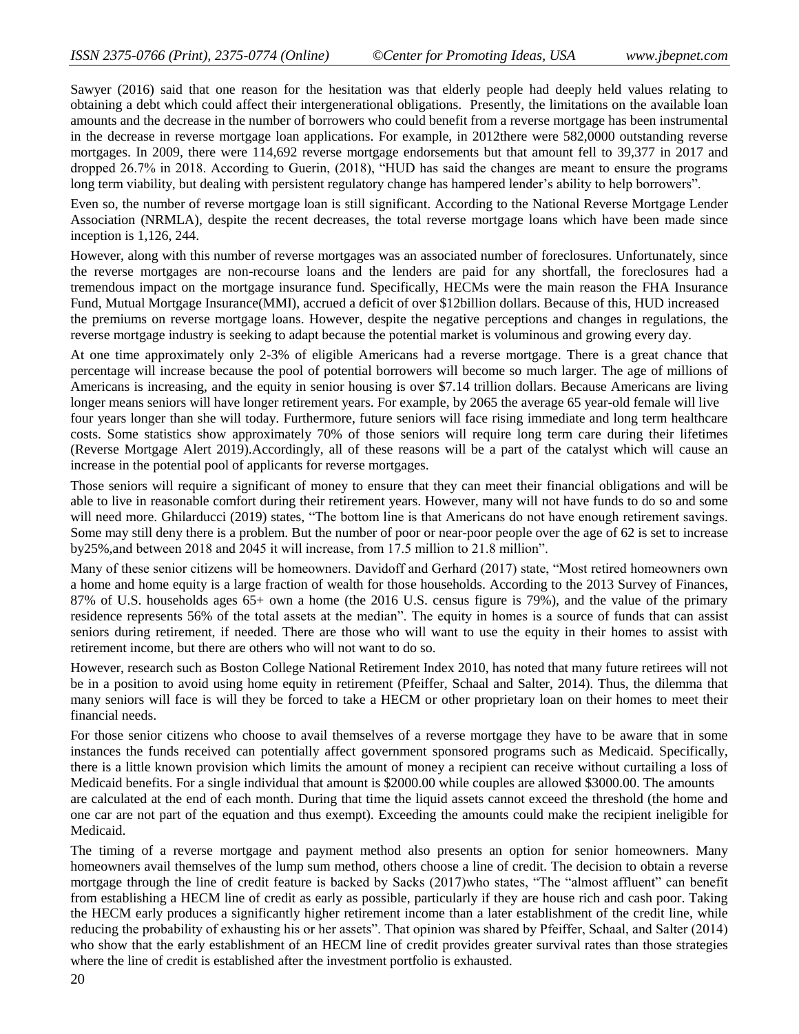Sawyer (2016) said that one reason for the hesitation was that elderly people had deeply held values relating to obtaining a debt which could affect their intergenerational obligations. Presently, the limitations on the available loan amounts and the decrease in the number of borrowers who could benefit from a reverse mortgage has been instrumental in the decrease in reverse mortgage loan applications. For example, in 2012there were 582,0000 outstanding reverse mortgages. In 2009, there were 114,692 reverse mortgage endorsements but that amount fell to 39,377 in 2017 and dropped 26.7% in 2018. According to Guerin, (2018), "HUD has said the changes are meant to ensure the programs long term viability, but dealing with persistent regulatory change has hampered lender's ability to help borrowers".

Even so, the number of reverse mortgage loan is still significant. According to the National Reverse Mortgage Lender Association (NRMLA), despite the recent decreases, the total reverse mortgage loans which have been made since inception is 1,126, 244.

However, along with this number of reverse mortgages was an associated number of foreclosures. Unfortunately, since the reverse mortgages are non-recourse loans and the lenders are paid for any shortfall, the foreclosures had a tremendous impact on the mortgage insurance fund. Specifically, HECMs were the main reason the FHA Insurance Fund, Mutual Mortgage Insurance(MMI), accrued a deficit of over $12billion dollars. Because of this, HUD increased the premiums on reverse mortgage loans. However, despite the negative perceptions and changes in regulations, the reverse mortgage industry is seeking to adapt because the potential market is voluminous and growing every day.

At one time approximately only 2-3% of eligible Americans had a reverse mortgage. There is a great chance that percentage will increase because the pool of potential borrowers will become so much larger. The age of millions of Americans is increasing, and the equity in senior housing is over $7.14 trillion dollars. Because Americans are living longer means seniors will have longer retirement years. For example, by 2065 the average 65 year-old female will live four years longer than she will today. Furthermore, future seniors will face rising immediate and long term healthcare costs. Some statistics show approximately 70% of those seniors will require long term care during their lifetimes (Reverse Mortgage Alert 2019).Accordingly, all of these reasons will be a part of the catalyst which will cause an increase in the potential pool of applicants for reverse mortgages.

Those seniors will require a significant of money to ensure that they can meet their financial obligations and will be able to live in reasonable comfort during their retirement years. However, many will not have funds to do so and some will need more. Ghilarducci (2019) states, "The bottom line is that Americans do not have enough retirement savings. Some may still deny there is a problem. But the number of poor or near-poor people over the age of 62 is set to increase by25%,and between 2018 and 2045 it will increase, from 17.5 million to 21.8 million".

Many of these senior citizens will be homeowners. Davidoff and Gerhard (2017) state, "Most retired homeowners own a home and home equity is a large fraction of wealth for those households. According to the 2013 Survey of Finances, 87% of U.S. households ages 65+ own a home (the 2016 U.S. census figure is 79%), and the value of the primary residence represents 56% of the total assets at the median". The equity in homes is a source of funds that can assist seniors during retirement, if needed. There are those who will want to use the equity in their homes to assist with retirement income, but there are others who will not want to do so.

However, research such as Boston College National Retirement Index 2010, has noted that many future retirees will not be in a position to avoid using home equity in retirement (Pfeiffer, Schaal and Salter, 2014). Thus, the dilemma that many seniors will face is will they be forced to take a HECM or other proprietary loan on their homes to meet their financial needs.

For those senior citizens who choose to avail themselves of a reverse mortgage they have to be aware that in some instances the funds received can potentially affect government sponsored programs such as Medicaid. Specifically, there is a little known provision which limits the amount of money a recipient can receive without curtailing a loss of Medicaid benefits. For a single individual that amount is $2000.00 while couples are allowed $3000.00. The amounts are calculated at the end of each month. During that time the liquid assets cannot exceed the threshold (the home and one car are not part of the equation and thus exempt). Exceeding the amounts could make the recipient ineligible for Medicaid.

The timing of a reverse mortgage and payment method also presents an option for senior homeowners. Many homeowners avail themselves of the lump sum method, others choose a line of credit. The decision to obtain a reverse mortgage through the line of credit feature is backed by Sacks (2017)who states, "The "almost affluent" can benefit from establishing a HECM line of credit as early as possible, particularly if they are house rich and cash poor. Taking the HECM early produces a significantly higher retirement income than a later establishment of the credit line, while reducing the probability of exhausting his or her assets". That opinion was shared by Pfeiffer, Schaal, and Salter (2014) who show that the early establishment of an HECM line of credit provides greater survival rates than those strategies where the line of credit is established after the investment portfolio is exhausted.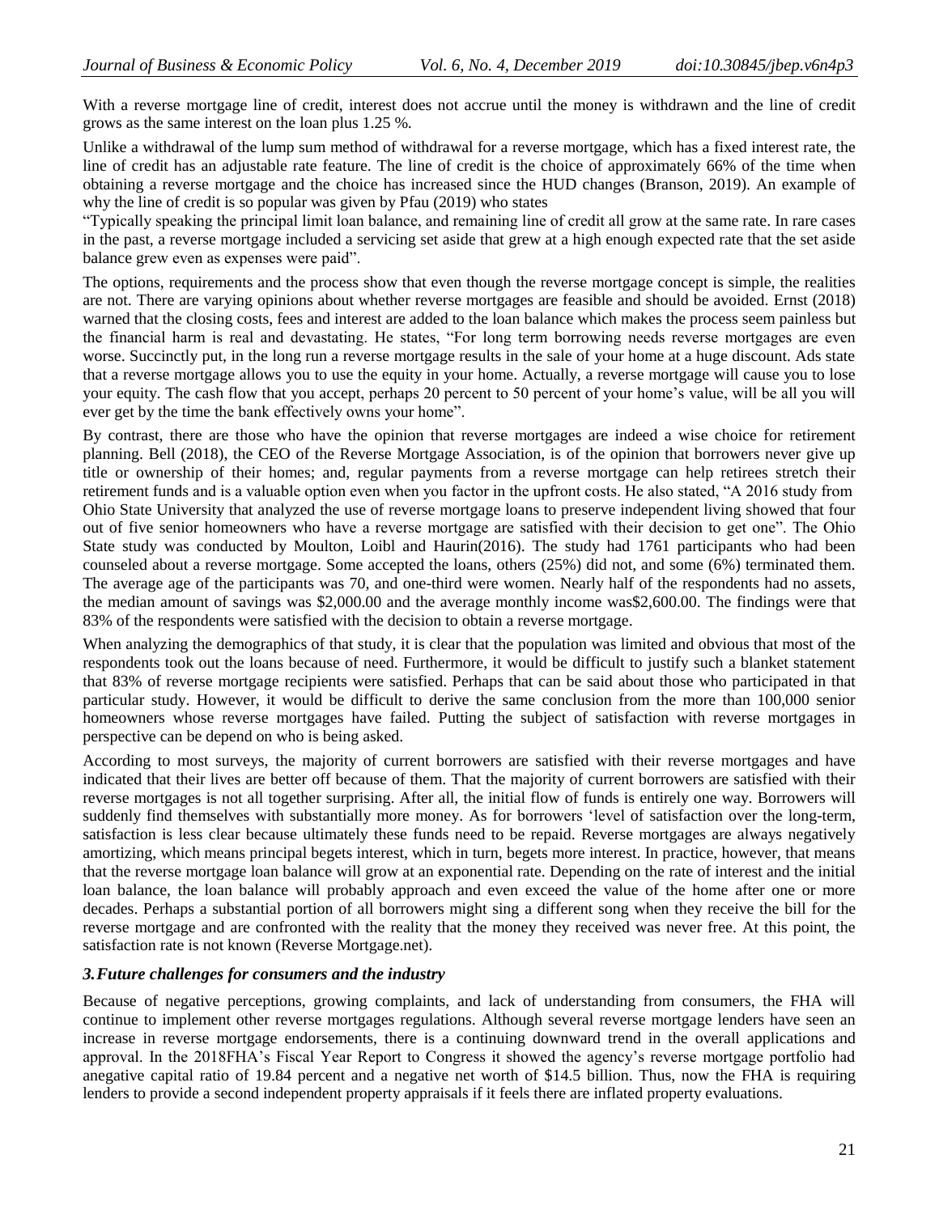With a reverse mortgage line of credit, interest does not accrue until the money is withdrawn and the line of credit grows as the same interest on the loan plus 1.25 %.

Unlike a withdrawal of the lump sum method of withdrawal for a reverse mortgage, which has a fixed interest rate, the line of credit has an adjustable rate feature. The line of credit is the choice of approximately 66% of the time when obtaining a reverse mortgage and the choice has increased since the HUD changes (Branson, 2019). An example of why the line of credit is so popular was given by Pfau (2019) who states

"Typically speaking the principal limit loan balance, and remaining line of credit all grow at the same rate. In rare cases in the past, a reverse mortgage included a servicing set aside that grew at a high enough expected rate that the set aside balance grew even as expenses were paid".

The options, requirements and the process show that even though the reverse mortgage concept is simple, the realities are not. There are varying opinions about whether reverse mortgages are feasible and should be avoided. Ernst (2018) warned that the closing costs, fees and interest are added to the loan balance which makes the process seem painless but the financial harm is real and devastating. He states, "For long term borrowing needs reverse mortgages are even worse. Succinctly put, in the long run a reverse mortgage results in the sale of your home at a huge discount. Ads state that a reverse mortgage allows you to use the equity in your home. Actually, a reverse mortgage will cause you to lose your equity. The cash flow that you accept, perhaps 20 percent to 50 percent of your home's value, will be all you will ever get by the time the bank effectively owns your home".

By contrast, there are those who have the opinion that reverse mortgages are indeed a wise choice for retirement planning. Bell (2018), the CEO of the Reverse Mortgage Association, is of the opinion that borrowers never give up title or ownership of their homes; and, regular payments from a reverse mortgage can help retirees stretch their retirement funds and is a valuable option even when you factor in the upfront costs. He also stated, "A 2016 study from Ohio State University that analyzed the use of reverse mortgage loans to preserve independent living showed that four out of five senior homeowners who have a reverse mortgage are satisfied with their decision to get one". The Ohio State study was conducted by Moulton, Loibl and Haurin(2016). The study had 1761 participants who had been counseled about a reverse mortgage. Some accepted the loans, others (25%) did not, and some (6%) terminated them. The average age of the participants was 70, and one-third were women. Nearly half of the respondents had no assets, the median amount of savings was $2,000.00 and the average monthly income was$2,600.00. The findings were that 83% of the respondents were satisfied with the decision to obtain a reverse mortgage.

When analyzing the demographics of that study, it is clear that the population was limited and obvious that most of the respondents took out the loans because of need. Furthermore, it would be difficult to justify such a blanket statement that 83% of reverse mortgage recipients were satisfied. Perhaps that can be said about those who participated in that particular study. However, it would be difficult to derive the same conclusion from the more than 100,000 senior homeowners whose reverse mortgages have failed. Putting the subject of satisfaction with reverse mortgages in perspective can be depend on who is being asked.

According to most surveys, the majority of current borrowers are satisfied with their reverse mortgages and have indicated that their lives are better off because of them. That the majority of current borrowers are satisfied with their reverse mortgages is not all together surprising. After all, the initial flow of funds is entirely one way. Borrowers will suddenly find themselves with substantially more money. As for borrowers 'level of satisfaction over the long-term, satisfaction is less clear because ultimately these funds need to be repaid. Reverse mortgages are always negatively amortizing, which means principal begets interest, which in turn, begets more interest. In practice, however, that means that the reverse mortgage loan balance will grow at an exponential rate. Depending on the rate of interest and the initial loan balance, the loan balance will probably approach and even exceed the value of the home after one or more decades. Perhaps a substantial portion of all borrowers might sing a different song when they receive the bill for the reverse mortgage and are confronted with the reality that the money they received was never free. At this point, the satisfaction rate is not known (Reverse Mortgage.net).

### *3. Future challenges for consumers and the industry*

Because of negative perceptions, growing complaints, and lack of understanding from consumers, the FHA will continue to implement other reverse mortgages regulations. Although several reverse mortgage lenders have seen an increase in reverse mortgage endorsements, there is a continuing downward trend in the overall applications and approval. In the 2018FHA's Fiscal Year Report to Congress it showed the agency's reverse mortgage portfolio had anegative capital ratio of 19.84 percent and a negative net worth of $14.5 billion. Thus, now the FHA is requiring lenders to provide a second independent property appraisals if it feels there are inflated property evaluations.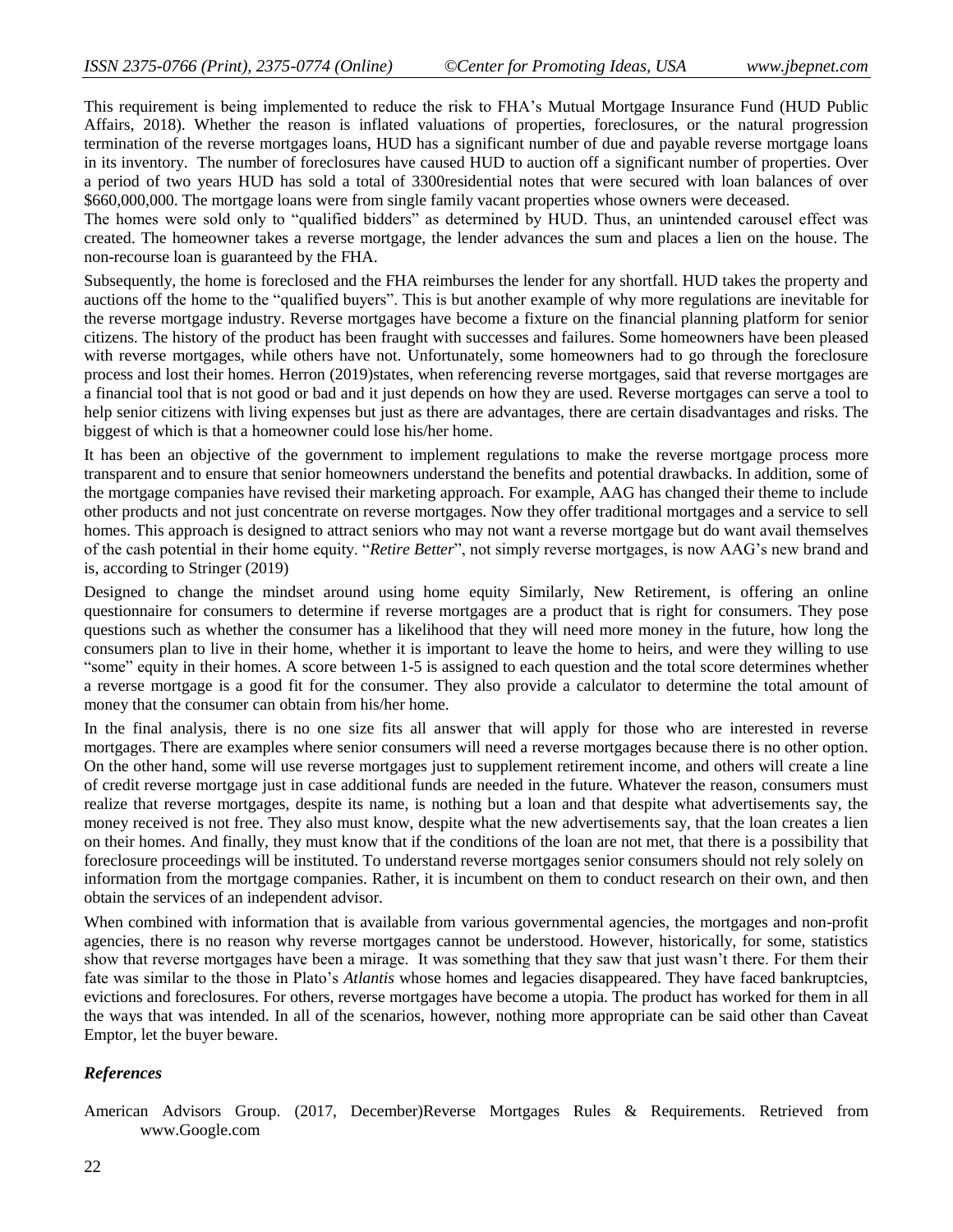This requirement is being implemented to reduce the risk to FHA's Mutual Mortgage Insurance Fund (HUD Public Affairs, 2018). Whether the reason is inflated valuations of properties, foreclosures, or the natural progression termination of the reverse mortgages loans, HUD has a significant number of due and payable reverse mortgage loans in its inventory. The number of foreclosures have caused HUD to auction off a significant number of properties. Over a period of two years HUD has sold a total of 3300residential notes that were secured with loan balances of over $660,000,000. The mortgage loans were from single family vacant properties whose owners were deceased.

The homes were sold only to "qualified bidders" as determined by HUD. Thus, an unintended carousel effect was created. The homeowner takes a reverse mortgage, the lender advances the sum and places a lien on the house. The non-recourse loan is guaranteed by the FHA.

Subsequently, the home is foreclosed and the FHA reimburses the lender for any shortfall. HUD takes the property and auctions off the home to the "qualified buyers". This is but another example of why more regulations are inevitable for the reverse mortgage industry. Reverse mortgages have become a fixture on the financial planning platform for senior citizens. The history of the product has been fraught with successes and failures. Some homeowners have been pleased with reverse mortgages, while others have not. Unfortunately, some homeowners had to go through the foreclosure process and lost their homes. Herron (2019)states, when referencing reverse mortgages, said that reverse mortgages are a financial tool that is not good or bad and it just depends on how they are used. Reverse mortgages can serve a tool to help senior citizens with living expenses but just as there are advantages, there are certain disadvantages and risks. The biggest of which is that a homeowner could lose his/her home.

It has been an objective of the government to implement regulations to make the reverse mortgage process more transparent and to ensure that senior homeowners understand the benefits and potential drawbacks. In addition, some of the mortgage companies have revised their marketing approach. For example, AAG has changed their theme to include other products and not just concentrate on reverse mortgages. Now they offer traditional mortgages and a service to sell homes. This approach is designed to attract seniors who may not want a reverse mortgage but do want avail themselves of the cash potential in their home equity. "*Retire Better*", not simply reverse mortgages, is now AAG's new brand and is, according to Stringer (2019)

Designed to change the mindset around using home equity Similarly, New Retirement, is offering an online questionnaire for consumers to determine if reverse mortgages are a product that is right for consumers. They pose questions such as whether the consumer has a likelihood that they will need more money in the future, how long the consumers plan to live in their home, whether it is important to leave the home to heirs, and were they willing to use "some" equity in their homes. A score between 1-5 is assigned to each question and the total score determines whether a reverse mortgage is a good fit for the consumer. They also provide a calculator to determine the total amount of money that the consumer can obtain from his/her home.

In the final analysis, there is no one size fits all answer that will apply for those who are interested in reverse mortgages. There are examples where senior consumers will need a reverse mortgages because there is no other option. On the other hand, some will use reverse mortgages just to supplement retirement income, and others will create a line of credit reverse mortgage just in case additional funds are needed in the future. Whatever the reason, consumers must realize that reverse mortgages, despite its name, is nothing but a loan and that despite what advertisements say, the money received is not free. They also must know, despite what the new advertisements say, that the loan creates a lien on their homes. And finally, they must know that if the conditions of the loan are not met, that there is a possibility that foreclosure proceedings will be instituted. To understand reverse mortgages senior consumers should not rely solely on information from the mortgage companies. Rather, it is incumbent on them to conduct research on their own, and then obtain the services of an independent advisor.

When combined with information that is available from various governmental agencies, the mortgages and non-profit agencies, there is no reason why reverse mortgages cannot be understood. However, historically, for some, statistics show that reverse mortgages have been a mirage. It was something that they saw that just wasn't there. For them their fate was similar to the those in Plato's *Atlantis* whose homes and legacies disappeared. They have faced bankruptcies, evictions and foreclosures. For others, reverse mortgages have become a utopia. The product has worked for them in all the ways that was intended. In all of the scenarios, however, nothing more appropriate can be said other than Caveat Emptor, let the buyer beware.

### *References*

American Advisors Group. (2017, December)Reverse Mortgages Rules & Requirements. Retrieved from www.Google.com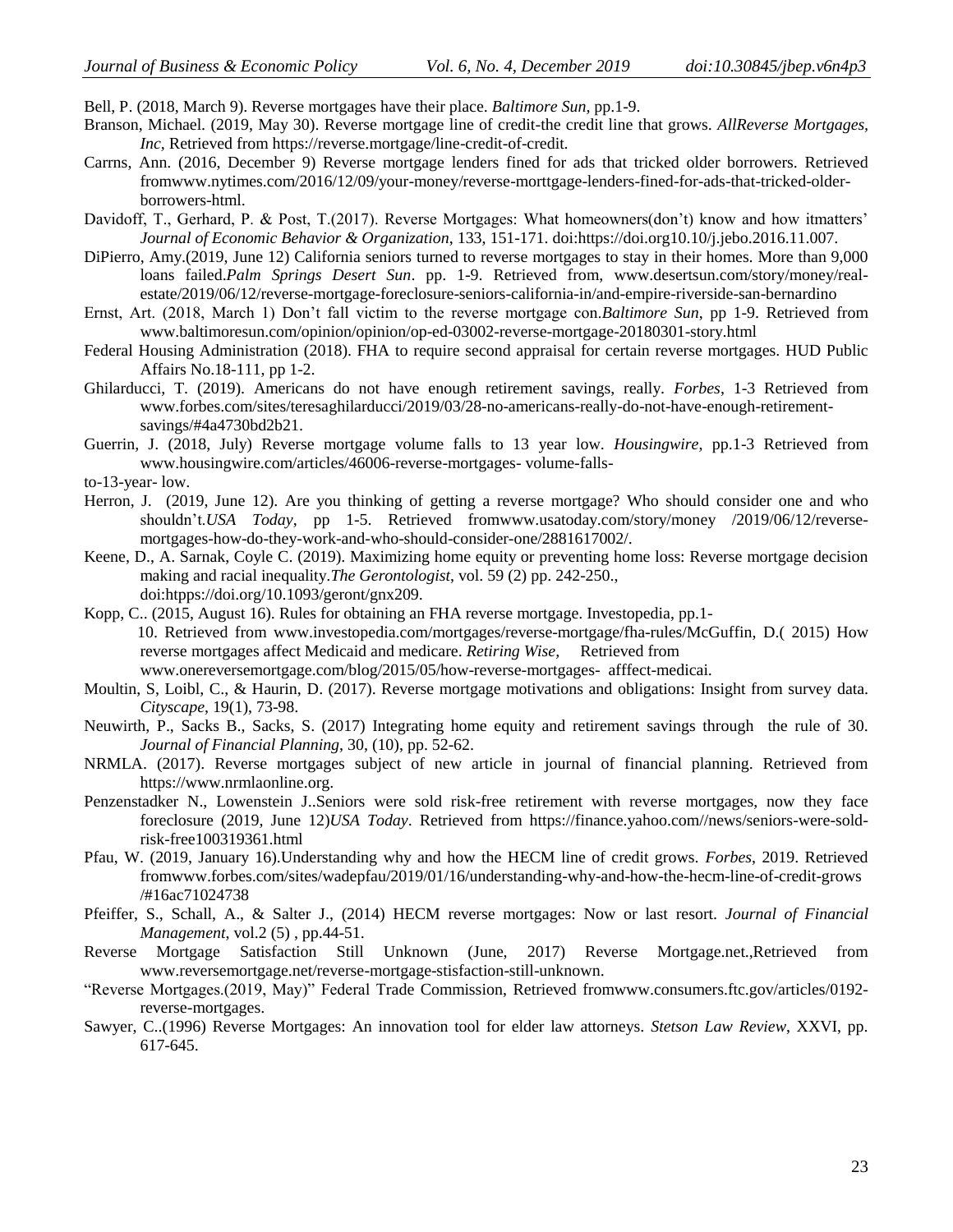Bell, P. (2018, March 9). Reverse mortgages have their place. *Baltimore Sun*, pp.1-9.

Branson, Michael. (2019, May 30). Reverse mortgage line of credit-the credit line that grows. *AllReverse Mortgages, Inc*, Retrieved from https://reverse.mortgage/line-credit-of-credit.

Carrns, Ann. (2016, December 9) Reverse mortgage lenders fined for ads that tricked older borrowers. Retrieved fromwww.nytimes.com/2016/12/09/your-money/reverse-morttgage-lenders-fined-for-ads-that-tricked-older-borrowers-html.

Davidoff, T., Gerhard, P. & Post, T.(2017). Reverse Mortgages: What homeowners(don't) know and how itmatters' *Journal of Economic Behavior & Organization*, 133, 151-171. doi:https://doi.org10.10/j.jebo.2016.11.007.

DiPierro, Amy.(2019, June 12) California seniors turned to reverse mortgages to stay in their homes. More than 9,000 loans failed.*Palm Springs Desert Sun*. pp. 1-9. Retrieved from, www.desertsun.com/story/money/real-estate/2019/06/12/reverse-mortgage-foreclosure-seniors-california-in/and-empire-riverside-san-bernardino

Ernst, Art. (2018, March 1) Don't fall victim to the reverse mortgage con.*Baltimore Sun*, pp 1-9. Retrieved from www.baltimoresun.com/opinion/opinion/op-ed-03002-reverse-mortgage-20180301-story.html

Federal Housing Administration (2018). FHA to require second appraisal for certain reverse mortgages. HUD Public Affairs No.18-111, pp 1-2.

Ghilarducci, T. (2019). Americans do not have enough retirement savings, really. *Forbes*, 1-3 Retrieved from www.forbes.com/sites/teresaghilarducci/2019/03/28-no-americans-really-do-not-have-enough-retirement-savings/#4a4730bd2b21.

Guerrin, J. (2018, July) Reverse mortgage volume falls to 13 year low. *Housingwire*, pp.1-3 Retrieved from www.housingwire.com/articles/46006-reverse-mortgages- volume-falls-
to-13-year- low.

Herron, J. (2019, June 12). Are you thinking of getting a reverse mortgage? Who should consider one and who shouldn't.*USA Today*, pp 1-5. Retrieved fromwww.usatoday.com/story/money /2019/06/12/reverse-mortgages-how-do-they-work-and-who-should-consider-one/2881617002/.

Keene, D., A. Sarnak, Coyle C. (2019). Maximizing home equity or preventing home loss: Reverse mortgage decision making and racial inequality.*The Gerontologist*, vol. 59 (2) pp. 242-250., doi:htpps://doi.org/10.1093/geront/gnx209.

Kopp, C.. (2015, August 16). Rules for obtaining an FHA reverse mortgage. Investopedia, pp.1-10. Retrieved from www.investopedia.com/mortgages/reverse-mortgage/fha-rules/McGuffin, D.( 2015) How reverse mortgages affect Medicaid and medicare. *Retiring Wise*, Retrieved from www.onereversemortgage.com/blog/2015/05/how-reverse-mortgages- afffect-medicai.

Moultin, S, Loibl, C., & Haurin, D. (2017). Reverse mortgage motivations and obligations: Insight from survey data. *Cityscape*, 19(1), 73-98.

Neuwirth, P., Sacks B., Sacks, S. (2017) Integrating home equity and retirement savings through the rule of 30. *Journal of Financial Planning*, 30, (10), pp. 52-62.

NRMLA. (2017). Reverse mortgages subject of new article in journal of financial planning. Retrieved from https://www.nrmlaonline.org.

Penzenstadker N., Lowenstein J..Seniors were sold risk-free retirement with reverse mortgages, now they face foreclosure (2019, June 12)*USA Today*. Retrieved from https://finance.yahoo.com//news/seniors-were-sold-risk-free100319361.html

Pfau, W. (2019, January 16).Understanding why and how the HECM line of credit grows. *Forbes*, 2019. Retrieved fromwww.forbes.com/sites/wadepfau/2019/01/16/understanding-why-and-how-the-hecm-line-of-credit-grows /#16ac71024738

Pfeiffer, S., Schall, A., & Salter J., (2014) HECM reverse mortgages: Now or last resort. *Journal of Financial Management*, vol.2 (5) , pp.44-51.

Reverse Mortgage Satisfaction Still Unknown (June, 2017) Reverse Mortgage.net.,Retrieved from www.reversemortgage.net/reverse-mortgage-stisfaction-still-unknown.

"Reverse Mortgages.(2019, May)" Federal Trade Commission, Retrieved fromwww.consumers.ftc.gov/articles/0192-reverse-mortgages.

Sawyer, C..(1996) Reverse Mortgages: An innovation tool for elder law attorneys. *Stetson Law Review*, XXVI, pp. 617-645.